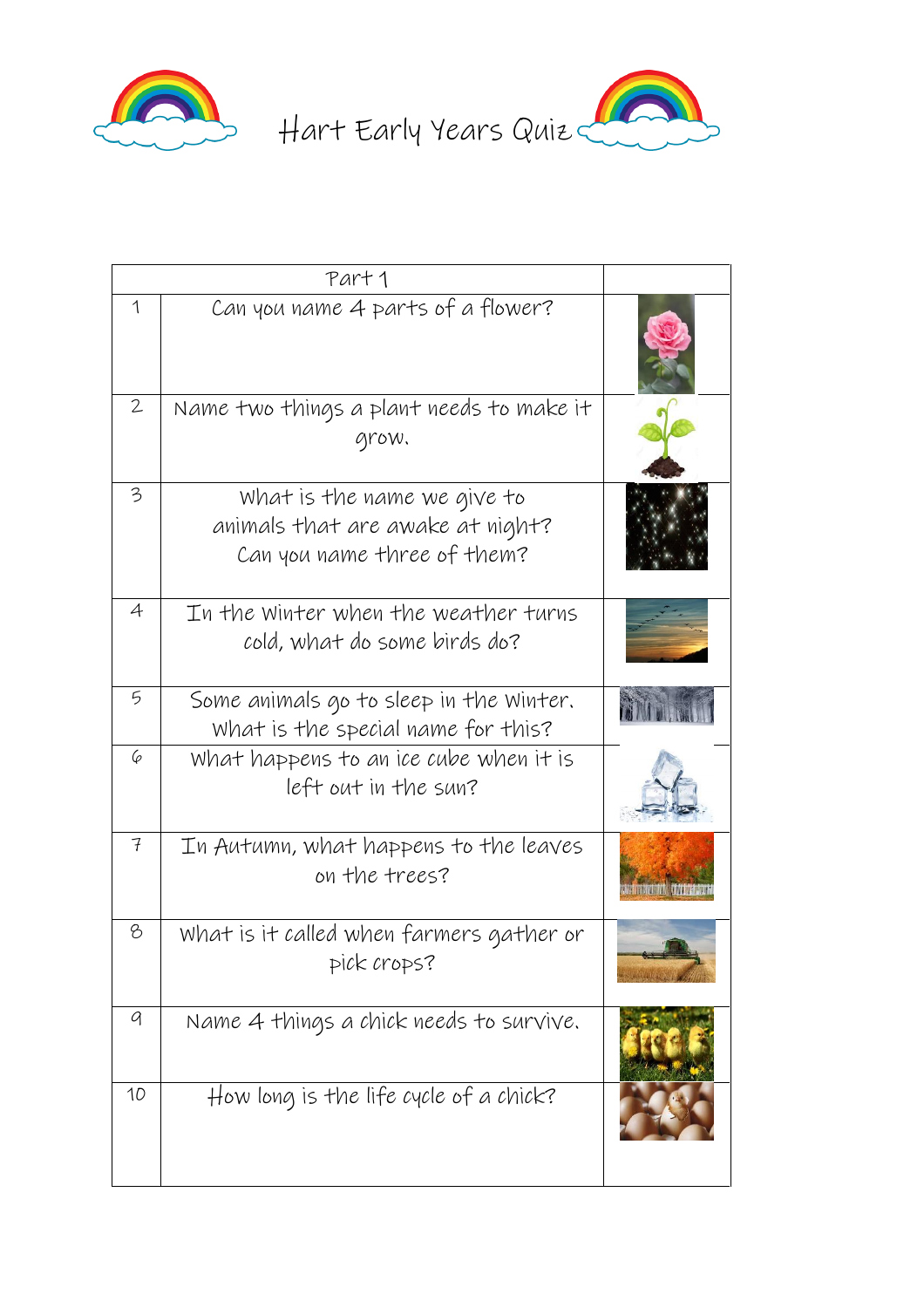# Hart Early Years Quiz

| Part 1 | | |
| --- | --- | --- |
| 1 | Can you name 4 parts of a flower? | |
| 2 | Name two things a plant needs to make it grow. | |
| 3 | What is the name we give to animals that are awake at night? Can you name three of them? | |
| 4 | In the winter when the weather turns cold, what do some birds do? | |
| 5 | Some animals go to sleep in the winter. What is the special name for this? | |
| 6 | What happens to an ice cube when it is left out in the sun? | |
| 7 | In Autumn, what happens to the leaves on the trees? | |
| 8 | What is it called when farmers gather or pick crops? | |
| 9 | Name 4 things a chick needs to survive. | |
| 10 | How long is the life cycle of a chick? | |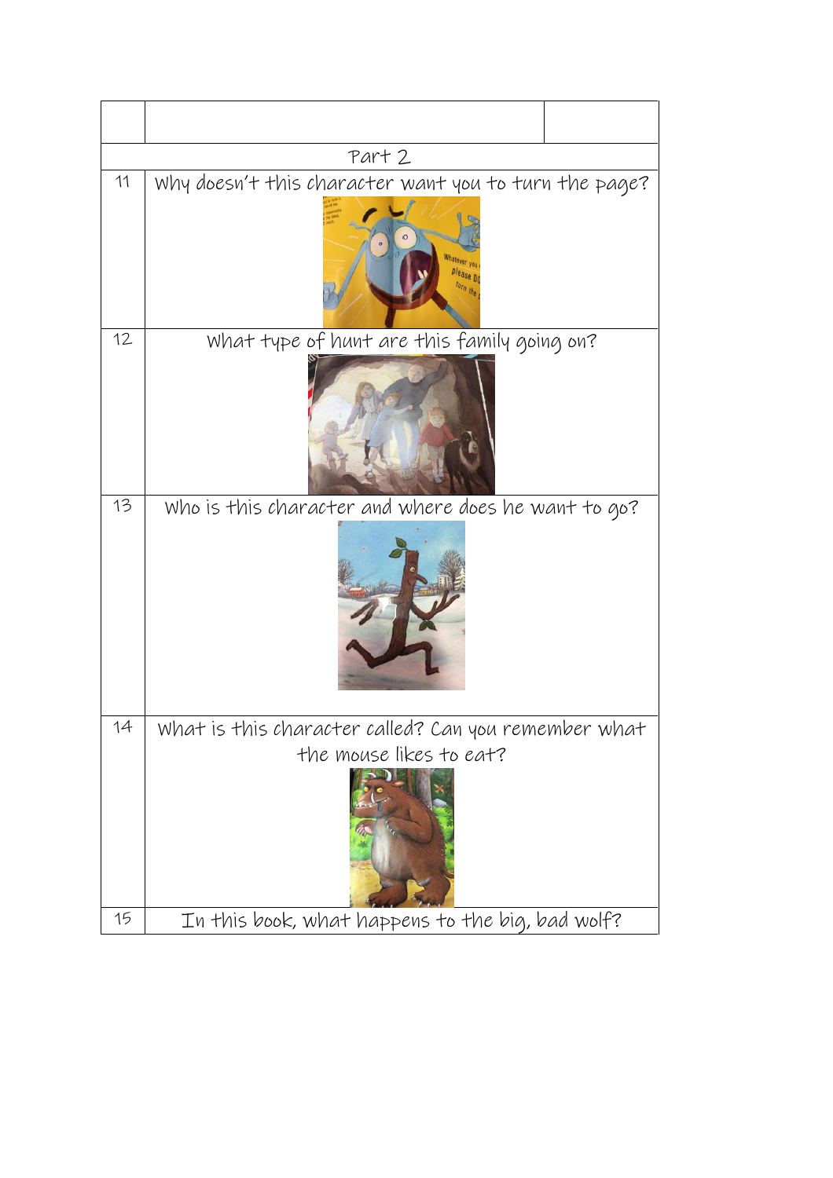| | | |
|---|---|---|
| | | |
| | Part 2 | |
| 11 | Why doesn't this character want you to turn the page? | |
| 12 | What type of hunt are this family going on? | |
| 13 | Who is this character and where does he want to go? | |
| 14 | What is this character called? Can you remember what the mouse likes to eat? | |
| 15 | In this book, what happens to the big, bad wolf? | |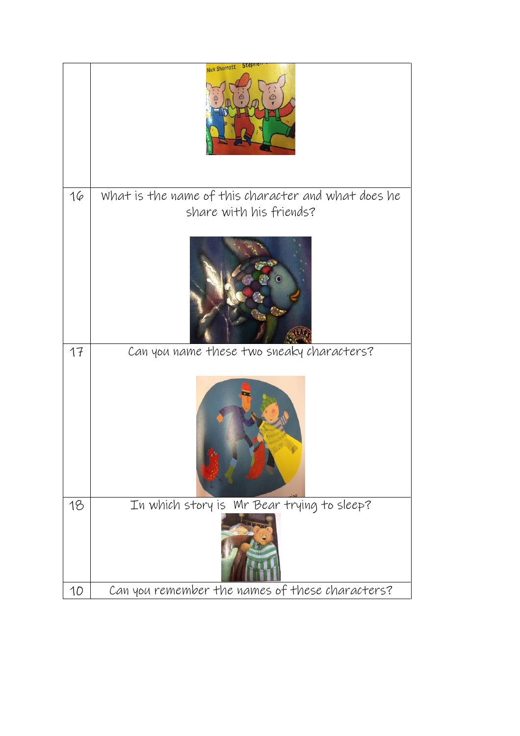| | |
|---|---|
| | |
| 16 | What is the name of this character and what does he share with his friends? |
| 17 | Can you name these two sneaky characters? |
| 18 | In which story is Mr Bear trying to sleep? |
| 10 | Can you remember the names of these characters? |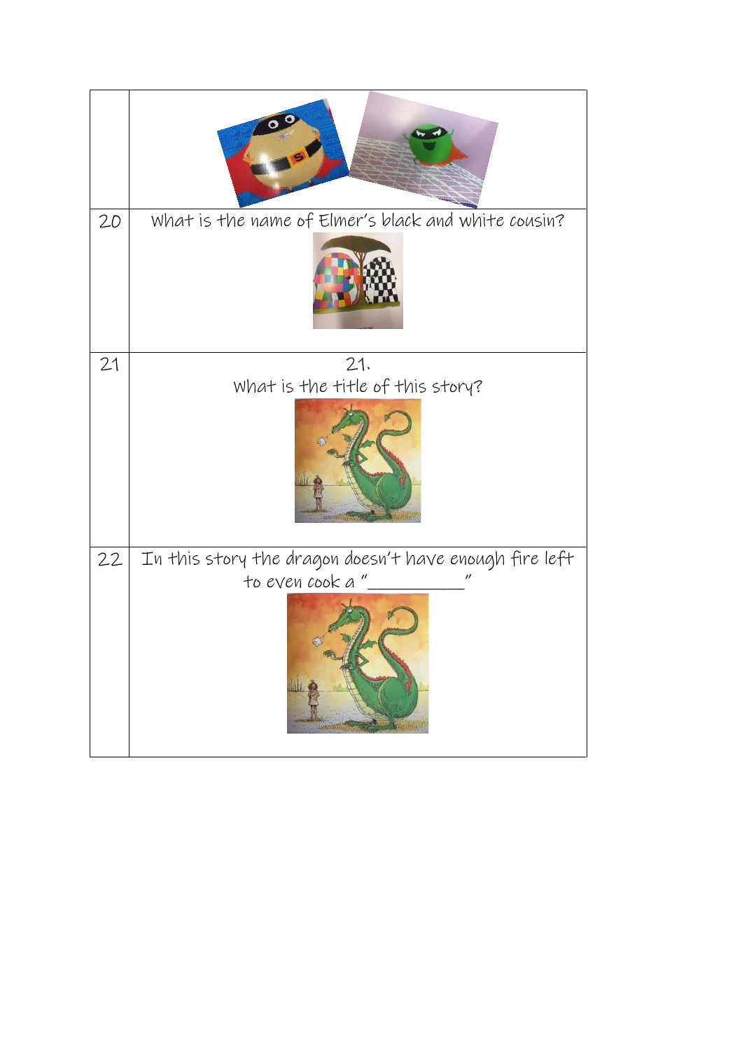| | |
|---|---|
| | |
| 20 | What is the name of Elmer's black and white cousin? |
| 21 | 21. What is the title of this story? |
| 22 | In this story the dragon doesn't have enough fire left to even cook a "__________" |